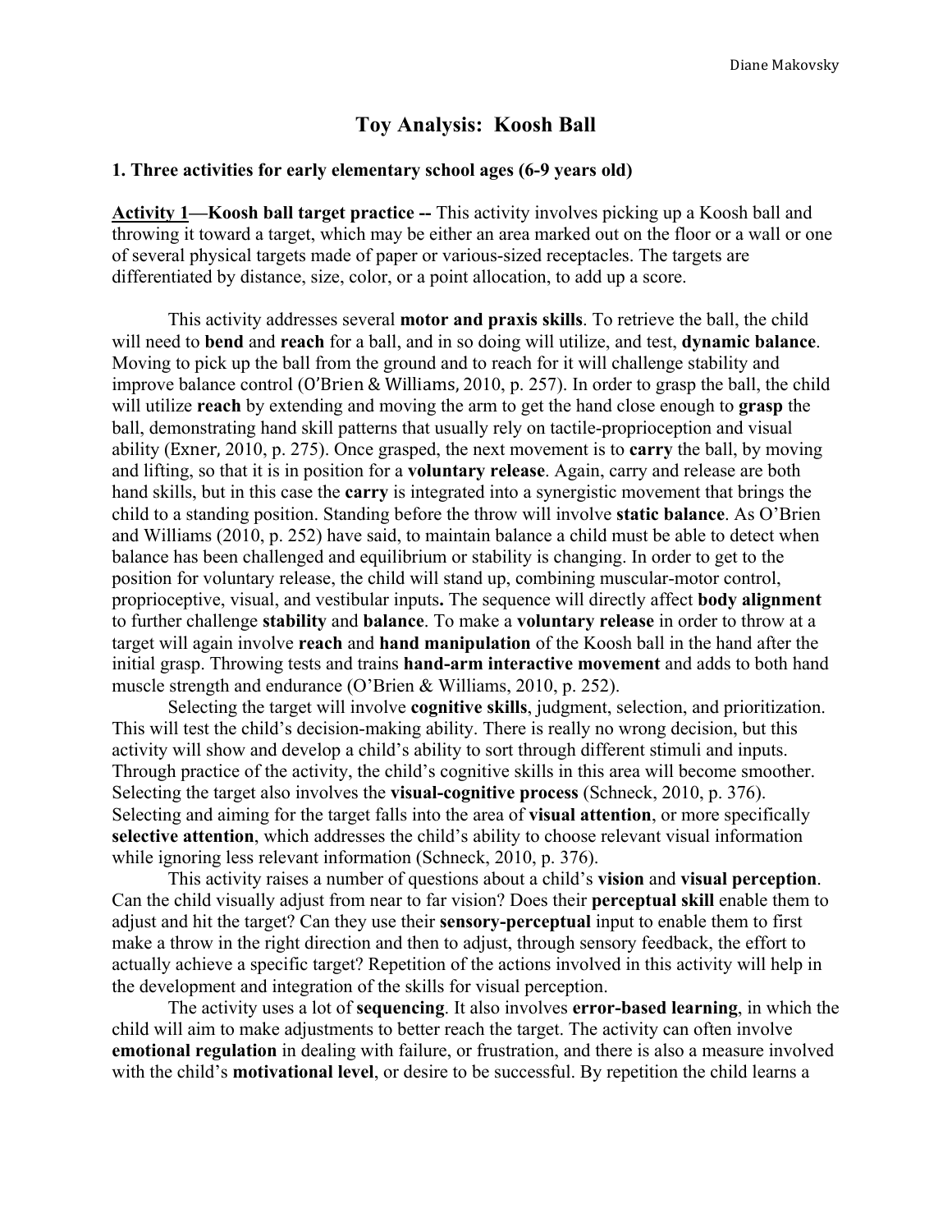# Toy Analysis: Koosh Ball

## 1. Three activities for early elementary school ages (6-9 years old)

**Activity 1—Koosh ball target practice --** This activity involves picking up a Koosh ball and throwing it toward a target, which may be either an area marked out on the floor or a wall or one of several physical targets made of paper or various-sized receptacles. The targets are differentiated by distance, size, color, or a point allocation, to add up a score.

This activity addresses several **motor and praxis skills**. To retrieve the ball, the child will need to **bend** and **reach** for a ball, and in so doing will utilize, and test, **dynamic balance**. Moving to pick up the ball from the ground and to reach for it will challenge stability and improve balance control (O'Brien & Williams, 2010, p. 257). In order to grasp the ball, the child will utilize **reach** by extending and moving the arm to get the hand close enough to **grasp** the ball, demonstrating hand skill patterns that usually rely on tactile-proprioception and visual ability (Exner, 2010, p. 275). Once grasped, the next movement is to **carry** the ball, by moving and lifting, so that it is in position for a **voluntary release**. Again, carry and release are both hand skills, but in this case the **carry** is integrated into a synergistic movement that brings the child to a standing position. Standing before the throw will involve **static balance**. As O'Brien and Williams (2010, p. 252) have said, to maintain balance a child must be able to detect when balance has been challenged and equilibrium or stability is changing. In order to get to the position for voluntary release, the child will stand up, combining muscular-motor control, proprioceptive, visual, and vestibular inputs**.** The sequence will directly affect **body alignment** to further challenge **stability** and **balance**. To make a **voluntary release** in order to throw at a target will again involve **reach** and **hand manipulation** of the Koosh ball in the hand after the initial grasp. Throwing tests and trains **hand-arm interactive movement** and adds to both hand muscle strength and endurance (O'Brien & Williams, 2010, p. 252).

Selecting the target will involve **cognitive skills**, judgment, selection, and prioritization. This will test the child's decision-making ability. There is really no wrong decision, but this activity will show and develop a child's ability to sort through different stimuli and inputs. Through practice of the activity, the child's cognitive skills in this area will become smoother. Selecting the target also involves the **visual-cognitive process** (Schneck, 2010, p. 376). Selecting and aiming for the target falls into the area of **visual attention**, or more specifically **selective attention**, which addresses the child's ability to choose relevant visual information while ignoring less relevant information (Schneck, 2010, p. 376).

This activity raises a number of questions about a child's **vision** and **visual perception**. Can the child visually adjust from near to far vision? Does their **perceptual skill** enable them to adjust and hit the target? Can they use their **sensory-perceptual** input to enable them to first make a throw in the right direction and then to adjust, through sensory feedback, the effort to actually achieve a specific target? Repetition of the actions involved in this activity will help in the development and integration of the skills for visual perception.

The activity uses a lot of **sequencing**. It also involves **error-based learning**, in which the child will aim to make adjustments to better reach the target. The activity can often involve **emotional regulation** in dealing with failure, or frustration, and there is also a measure involved with the child's **motivational level**, or desire to be successful. By repetition the child learns a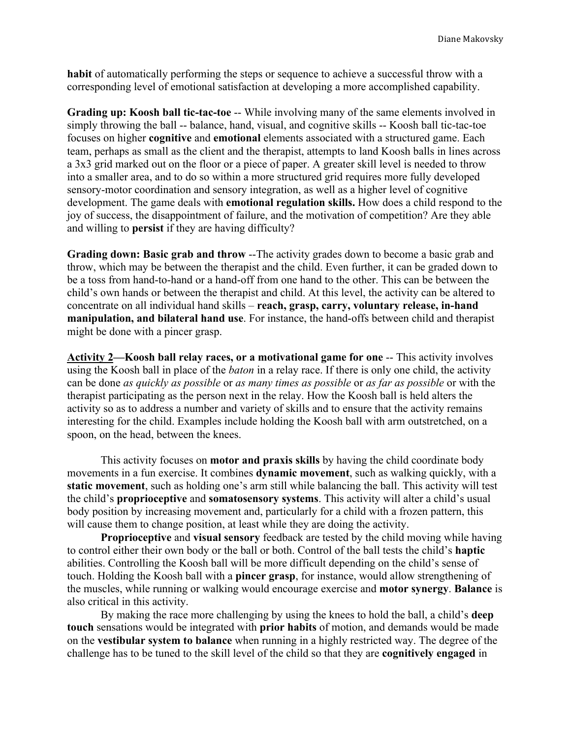**habit** of automatically performing the steps or sequence to achieve a successful throw with a corresponding level of emotional satisfaction at developing a more accomplished capability.

**Grading up: Koosh ball tic-tac-toe** -- While involving many of the same elements involved in simply throwing the ball -- balance, hand, visual, and cognitive skills -- Koosh ball tic-tac-toe focuses on higher **cognitive** and **emotional** elements associated with a structured game. Each team, perhaps as small as the client and the therapist, attempts to land Koosh balls in lines across a 3x3 grid marked out on the floor or a piece of paper. A greater skill level is needed to throw into a smaller area, and to do so within a more structured grid requires more fully developed sensory-motor coordination and sensory integration, as well as a higher level of cognitive development. The game deals with **emotional regulation skills.** How does a child respond to the joy of success, the disappointment of failure, and the motivation of competition? Are they able and willing to **persist** if they are having difficulty?

**Grading down: Basic grab and throw** --The activity grades down to become a basic grab and throw, which may be between the therapist and the child. Even further, it can be graded down to be a toss from hand-to-hand or a hand-off from one hand to the other. This can be between the child's own hands or between the therapist and child. At this level, the activity can be altered to concentrate on all individual hand skills – **reach, grasp, carry, voluntary release, in-hand manipulation, and bilateral hand use**. For instance, the hand-offs between child and therapist might be done with a pincer grasp.

**Activity 2—Koosh ball relay races, or a motivational game for one** -- This activity involves using the Koosh ball in place of the *baton* in a relay race. If there is only one child, the activity can be done *as quickly as possible* or *as many times as possible* or *as far as possible* or with the therapist participating as the person next in the relay. How the Koosh ball is held alters the activity so as to address a number and variety of skills and to ensure that the activity remains interesting for the child. Examples include holding the Koosh ball with arm outstretched, on a spoon, on the head, between the knees.

This activity focuses on **motor and praxis skills** by having the child coordinate body movements in a fun exercise. It combines **dynamic movement**, such as walking quickly, with a **static movement**, such as holding one's arm still while balancing the ball. This activity will test the child's **proprioceptive** and **somatosensory systems**. This activity will alter a child's usual body position by increasing movement and, particularly for a child with a frozen pattern, this will cause them to change position, at least while they are doing the activity.

**Proprioceptive** and **visual sensory** feedback are tested by the child moving while having to control either their own body or the ball or both. Control of the ball tests the child's **haptic** abilities. Controlling the Koosh ball will be more difficult depending on the child's sense of touch. Holding the Koosh ball with a **pincer grasp**, for instance, would allow strengthening of the muscles, while running or walking would encourage exercise and **motor synergy**. **Balance** is also critical in this activity.

By making the race more challenging by using the knees to hold the ball, a child's **deep touch** sensations would be integrated with **prior habits** of motion, and demands would be made on the **vestibular system to balance** when running in a highly restricted way. The degree of the challenge has to be tuned to the skill level of the child so that they are **cognitively engaged** in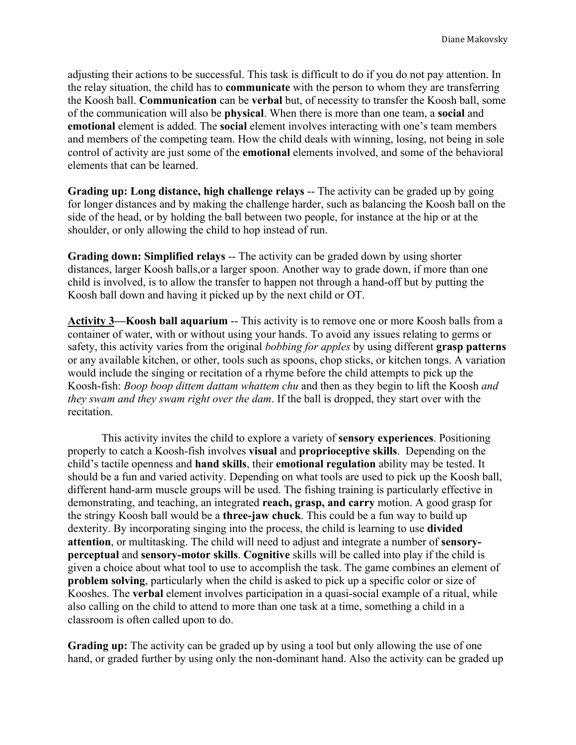adjusting their actions to be successful. This task is difficult to do if you do not pay attention. In the relay situation, the child has to **communicate** with the person to whom they are transferring the Koosh ball. **Communication** can be **verbal** but, of necessity to transfer the Koosh ball, some of the communication will also be **physical**. When there is more than one team, a **social** and **emotional** element is added. The **social** element involves interacting with one's team members and members of the competing team. How the child deals with winning, losing, not being in sole control of activity are just some of the **emotional** elements involved, and some of the behavioral elements that can be learned.

**Grading up: Long distance, high challenge relays** -- The activity can be graded up by going for longer distances and by making the challenge harder, such as balancing the Koosh ball on the side of the head, or by holding the ball between two people, for instance at the hip or at the shoulder, or only allowing the child to hop instead of run.

**Grading down: Simplified relays** -- The activity can be graded down by using shorter distances, larger Koosh balls,or a larger spoon. Another way to grade down, if more than one child is involved, is to allow the transfer to happen not through a hand-off but by putting the Koosh ball down and having it picked up by the next child or OT.

**Activity 3—Koosh ball aquarium** -- This activity is to remove one or more Koosh balls from a container of water, with or without using your hands. To avoid any issues relating to germs or safety, this activity varies from the original *bobbing for apples* by using different **grasp patterns** or any available kitchen, or other, tools such as spoons, chop sticks, or kitchen tongs. A variation would include the singing or recitation of a rhyme before the child attempts to pick up the Koosh-fish: *Boop boop dittem dattam whattem chu* and then as they begin to lift the Koosh *and they swam and they swam right over the dam*. If the ball is dropped, they start over with the recitation.

This activity invites the child to explore a variety of **sensory experiences**. Positioning properly to catch a Koosh-fish involves **visual** and **proprioceptive skills**. Depending on the child's tactile openness and **hand skills**, their **emotional regulation** ability may be tested. It should be a fun and varied activity. Depending on what tools are used to pick up the Koosh ball, different hand-arm muscle groups will be used. The fishing training is particularly effective in demonstrating, and teaching, an integrated **reach, grasp, and carry** motion. A good grasp for the stringy Koosh ball would be a **three-jaw chuck**. This could be a fun way to build up dexterity. By incorporating singing into the process, the child is learning to use **divided attention**, or multitasking. The child will need to adjust and integrate a number of **sensory-perceptual** and **sensory-motor skills**. **Cognitive** skills will be called into play if the child is given a choice about what tool to use to accomplish the task. The game combines an element of **problem solving**, particularly when the child is asked to pick up a specific color or size of Kooshes. The **verbal** element involves participation in a quasi-social example of a ritual, while also calling on the child to attend to more than one task at a time, something a child in a classroom is often called upon to do.

**Grading up:** The activity can be graded up by using a tool but only allowing the use of one hand, or graded further by using only the non-dominant hand. Also the activity can be graded up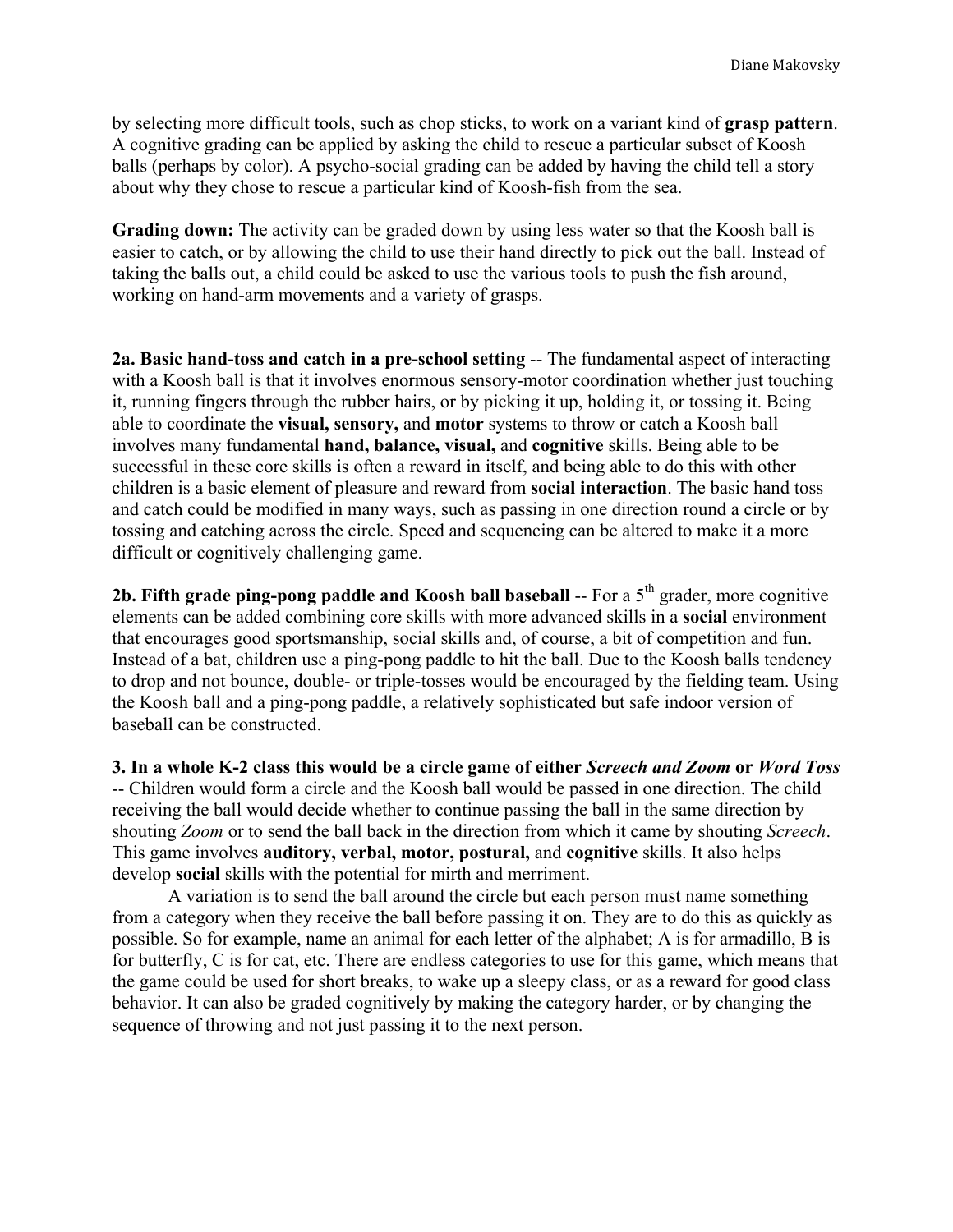by selecting more difficult tools, such as chop sticks, to work on a variant kind of **grasp pattern**. A cognitive grading can be applied by asking the child to rescue a particular subset of Koosh balls (perhaps by color). A psycho-social grading can be added by having the child tell a story about why they chose to rescue a particular kind of Koosh-fish from the sea.

**Grading down:** The activity can be graded down by using less water so that the Koosh ball is easier to catch, or by allowing the child to use their hand directly to pick out the ball. Instead of taking the balls out, a child could be asked to use the various tools to push the fish around, working on hand-arm movements and a variety of grasps.

**2a. Basic hand-toss and catch in a pre-school setting** -- The fundamental aspect of interacting with a Koosh ball is that it involves enormous sensory-motor coordination whether just touching it, running fingers through the rubber hairs, or by picking it up, holding it, or tossing it. Being able to coordinate the **visual, sensory,** and **motor** systems to throw or catch a Koosh ball involves many fundamental **hand, balance, visual,** and **cognitive** skills. Being able to be successful in these core skills is often a reward in itself, and being able to do this with other children is a basic element of pleasure and reward from **social interaction**. The basic hand toss and catch could be modified in many ways, such as passing in one direction round a circle or by tossing and catching across the circle. Speed and sequencing can be altered to make it a more difficult or cognitively challenging game.

**2b. Fifth grade ping-pong paddle and Koosh ball baseball** -- For a 5th grader, more cognitive elements can be added combining core skills with more advanced skills in a **social** environment that encourages good sportsmanship, social skills and, of course, a bit of competition and fun. Instead of a bat, children use a ping-pong paddle to hit the ball. Due to the Koosh balls tendency to drop and not bounce, double- or triple-tosses would be encouraged by the fielding team. Using the Koosh ball and a ping-pong paddle, a relatively sophisticated but safe indoor version of baseball can be constructed.

**3. In a whole K-2 class this would be a circle game of either *Screech and Zoom* or *Word Toss*** -- Children would form a circle and the Koosh ball would be passed in one direction. The child receiving the ball would decide whether to continue passing the ball in the same direction by shouting *Zoom* or to send the ball back in the direction from which it came by shouting *Screech*. This game involves **auditory, verbal, motor, postural,** and **cognitive** skills. It also helps develop **social** skills with the potential for mirth and merriment.

A variation is to send the ball around the circle but each person must name something from a category when they receive the ball before passing it on. They are to do this as quickly as possible. So for example, name an animal for each letter of the alphabet; A is for armadillo, B is for butterfly, C is for cat, etc. There are endless categories to use for this game, which means that the game could be used for short breaks, to wake up a sleepy class, or as a reward for good class behavior. It can also be graded cognitively by making the category harder, or by changing the sequence of throwing and not just passing it to the next person.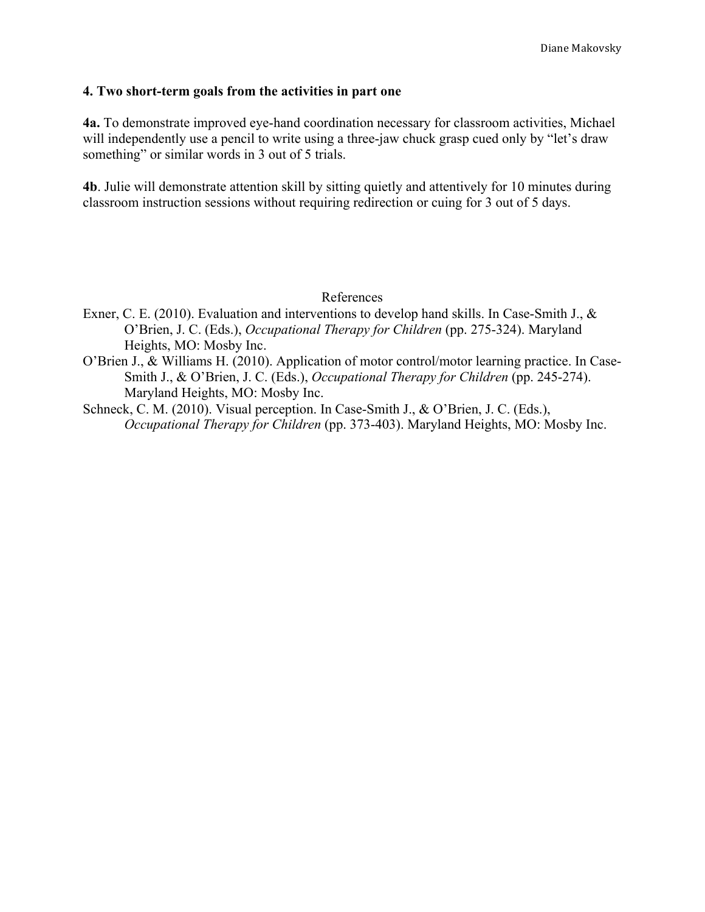### 4. Two short-term goals from the activities in part one

**4a.** To demonstrate improved eye-hand coordination necessary for classroom activities, Michael will independently use a pencil to write using a three-jaw chuck grasp cued only by "let's draw something" or similar words in 3 out of 5 trials.

**4b**. Julie will demonstrate attention skill by sitting quietly and attentively for 10 minutes during classroom instruction sessions without requiring redirection or cuing for 3 out of 5 days.

## References

Exner, C. E. (2010). Evaluation and interventions to develop hand skills. In Case-Smith J., & O'Brien, J. C. (Eds.), *Occupational Therapy for Children* (pp. 275-324). Maryland Heights, MO: Mosby Inc.

O'Brien J., & Williams H. (2010). Application of motor control/motor learning practice. In Case-Smith J., & O'Brien, J. C. (Eds.), *Occupational Therapy for Children* (pp. 245-274). Maryland Heights, MO: Mosby Inc.

Schneck, C. M. (2010). Visual perception. In Case-Smith J., & O'Brien, J. C. (Eds.), *Occupational Therapy for Children* (pp. 373-403). Maryland Heights, MO: Mosby Inc.